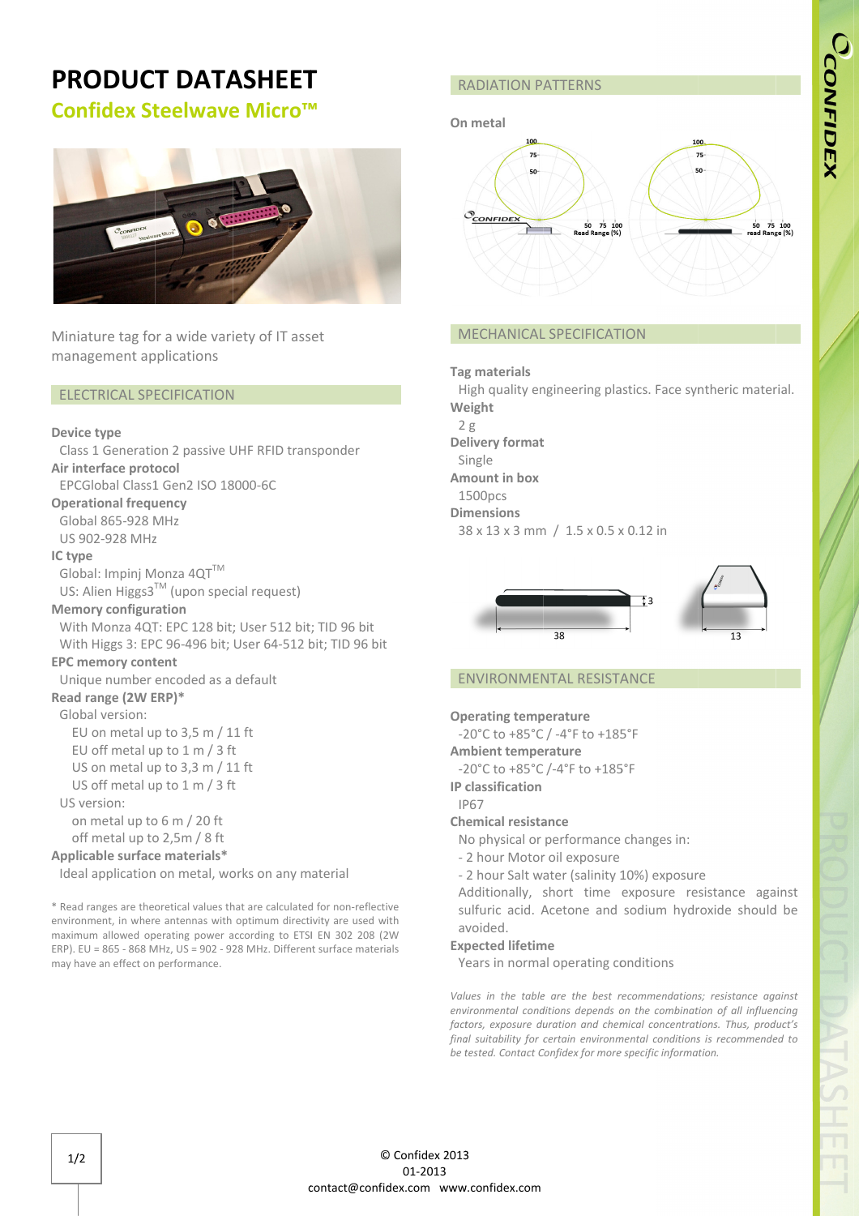# PRODUCT DATASHEET

## Confidex Steelwave Micro™

Miniature tag for a wide variety of IT asset management applications

### ELECTRICAL SPECIFICATION

**Device type**
Class 1 Generation 2 passive UHF RFID transponder

**Air interface protocol**
EPCGlobal Class1 Gen2 ISO 18000-6C

**Operational frequency**
Global 865-928 MHz
US 902-928 MHz

**IC type**
Global: Impinj Monza 4QT™
US: Alien Higgs3™ (upon special request)

**Memory configuration**
With Monza 4QT: EPC 128 bit; User 512 bit; TID 96 bit
With Higgs 3: EPC 96-496 bit; User 64-512 bit; TID 96 bit

**EPC memory content**
Unique number encoded as a default

**Read range (2W ERP)***
Global version:
- EU on metal up to 3,5 m / 11 ft
- EU off metal up to 1 m / 3 ft
- US on metal up to 3,3 m / 11 ft
- US off metal up to 1 m / 3 ft

US version:
- on metal up to 6 m / 20 ft
- off metal up to 2,5m / 8 ft

**Applicable surface materials***
Ideal application on metal, works on any material

\* Read ranges are theoretical values that are calculated for non-reflective environment, in where antennas with optimum directivity are used with maximum allowed operating power according to ETSI EN 302 208 (2W ERP). EU = 865 - 868 MHz, US = 902 - 928 MHz. Different surface materials may have an effect on performance.

### RADIATION PATTERNS

**On metal**

### MECHANICAL SPECIFICATION

**Tag materials**
High quality engineering plastics. Face synthetic material.

**Weight**
2 g

**Delivery format**
Single

**Amount in box**
1500pcs

**Dimensions**
38 x 13 x 3 mm / 1.5 x 0.5 x 0.12 in

### ENVIRONMENTAL RESISTANCE

**Operating temperature**
-20°C to +85°C / -4°F to +185°F

**Ambient temperature**
-20°C to +85°C /-4°F to +185°F

**IP classification**
IP67

**Chemical resistance**
No physical or performance changes in:
- 2 hour Motor oil exposure
- 2 hour Salt water (salinity 10%) exposure

Additionally, short time exposure resistance against sulfuric acid. Acetone and sodium hydroxide should be avoided.

**Expected lifetime**
Years in normal operating conditions

*Values in the table are the best recommendations; resistance against environmental conditions depends on the combination of all influencing factors, exposure duration and chemical concentrations. Thus, product's final suitability for certain environmental conditions is recommended to be tested. Contact Confidex for more specific information.*

© Confidex 2013
01-2013
contact@confidex.com www.confidex.com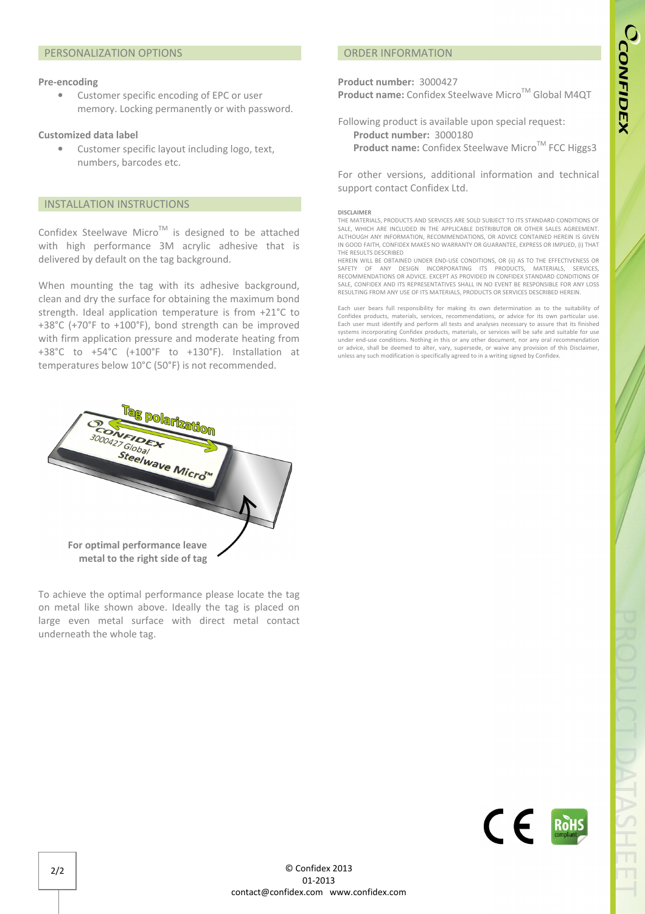## PERSONALIZATION OPTIONS

**Pre-encoding**

- Customer specific encoding of EPC or user memory. Locking permanently or with password.

**Customized data label**

- Customer specific layout including logo, text, numbers, barcodes etc.

## INSTALLATION INSTRUCTIONS

Confidex Steelwave Micro™ is designed to be attached with high performance 3M acrylic adhesive that is delivered by default on the tag background.

When mounting the tag with its adhesive background, clean and dry the surface for obtaining the maximum bond strength. Ideal application temperature is from +21°C to +38°C (+70°F to +100°F), bond strength can be improved with firm application pressure and moderate heating from +38°C to +54°C (+100°F to +130°F). Installation at temperatures below 10°C (50°F) is not recommended.

Tag polarization

CONFIDEX 3000427 Global Steelwave Micro™

For optimal performance leave metal to the right side of tag

To achieve the optimal performance please locate the tag on metal like shown above. Ideally the tag is placed on large even metal surface with direct metal contact underneath the whole tag.

## ORDER INFORMATION

**Product number:** 3000427
**Product name:** Confidex Steelwave Micro™ Global M4QT

Following product is available upon special request:
**Product number:** 3000180
**Product name:** Confidex Steelwave Micro™ FCC Higgs3

For other versions, additional information and technical support contact Confidex Ltd.

**DISCLAIMER**
THE MATERIALS, PRODUCTS AND SERVICES ARE SOLD SUBJECT TO ITS STANDARD CONDITIONS OF SALE, WHICH ARE INCLUDED IN THE APPLICABLE DISTRIBUTOR OR OTHER SALES AGREEMENT. ALTHOUGH ANY INFORMATION, RECOMMENDATIONS, OR ADVICE CONTAINED HEREIN IS GIVEN IN GOOD FAITH, CONFIDEX MAKES NO WARRANTY OR GUARANTEE, EXPRESS OR IMPLIED, (i) THAT THE RESULTS DESCRIBED HEREIN WILL BE OBTAINED UNDER END-USE CONDITIONS, OR (ii) AS TO THE EFFECTIVENESS OR SAFETY OF ANY DESIGN INCORPORATING ITS PRODUCTS, MATERIALS, SERVICES, RECOMMENDATIONS OR ADVICE. EXCEPT AS PROVIDED IN CONFIDEX STANDARD CONDITIONS OF SALE, CONFIDEX AND ITS REPRESENTATIVES SHALL IN NO EVENT BE RESPONSIBLE FOR ANY LOSS RESULTING FROM ANY USE OF ITS MATERIALS, PRODUCTS OR SERVICES DESCRIBED HEREIN.

Each user bears full responsibility for making its own determination as to the suitability of Confidex products, materials, services, recommendations, or advice for its own particular use. Each user must identify and perform all tests and analyses necessary to assure that its finished systems incorporating Confidex products, materials, or services will be safe and suitable for use under end-use conditions. Nothing in this or any other document, nor any oral recommendation or advice, shall be deemed to alter, vary, supersede, or waive any provision of this Disclaimer, unless any such modification is specifically agreed to in a writing signed by Confidex.

© Confidex 2013
01-2013
contact@confidex.com www.confidex.com